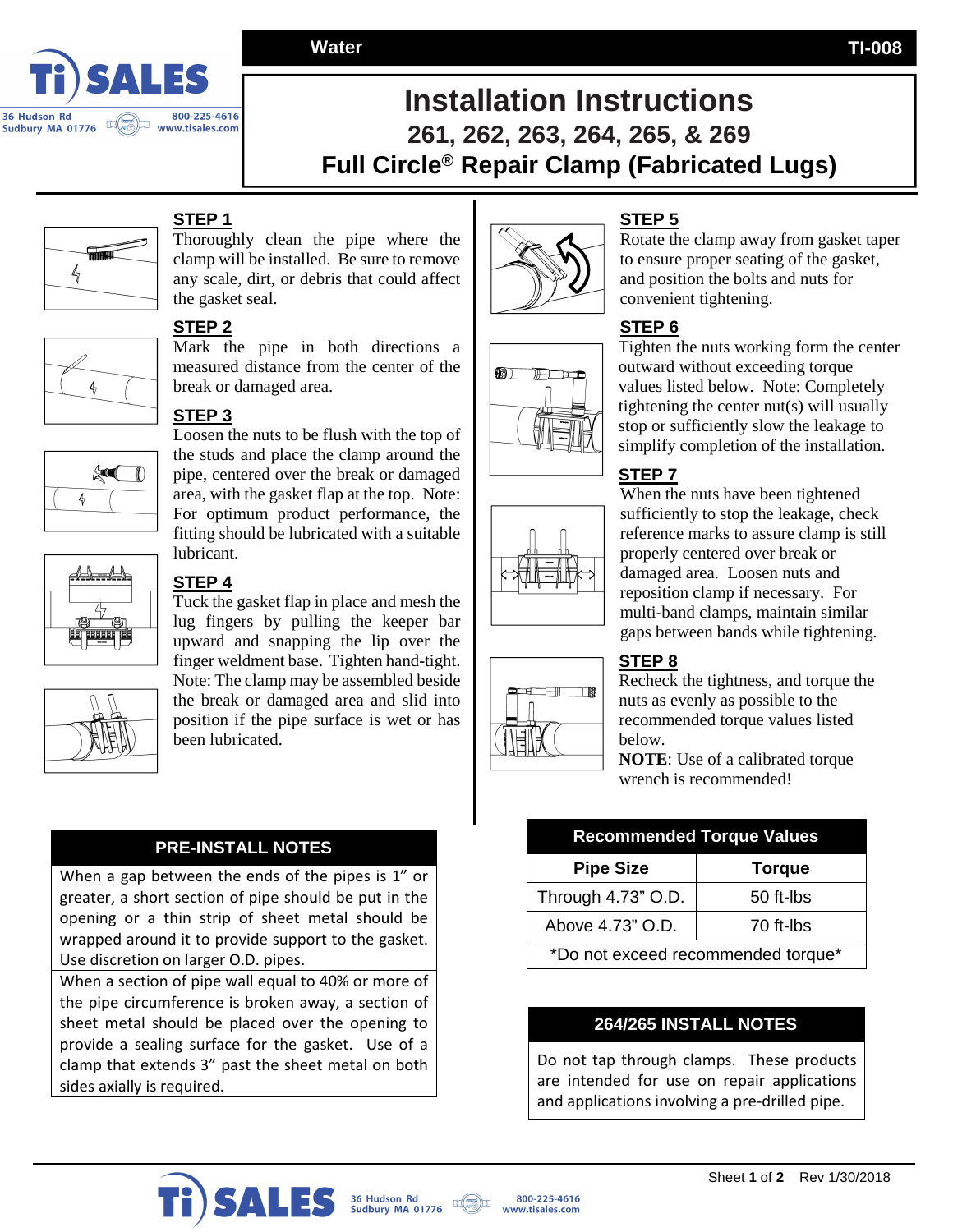Water | TI-008

# Installation Instructions

## 261, 262, 263, 264, 265, & 269

## Full Circle® Repair Clamp (Fabricated Lugs)

### STEP 1

Thoroughly clean the pipe where the clamp will be installed. Be sure to remove any scale, dirt, or debris that could affect the gasket seal.

### STEP 2

Mark the pipe in both directions a measured distance from the center of the break or damaged area.

### STEP 3

Loosen the nuts to be flush with the top of the studs and place the clamp around the pipe, centered over the break or damaged area, with the gasket flap at the top. Note: For optimum product performance, the fitting should be lubricated with a suitable lubricant.

### STEP 4

Tuck the gasket flap in place and mesh the lug fingers by pulling the keeper bar upward and snapping the lip over the finger weldment base. Tighten hand-tight. Note: The clamp may be assembled beside the break or damaged area and slid into position if the pipe surface is wet or has been lubricated.

### STEP 5

Rotate the clamp away from gasket taper to ensure proper seating of the gasket, and position the bolts and nuts for convenient tightening.

### STEP 6

Tighten the nuts working form the center outward without exceeding torque values listed below. Note: Completely tightening the center nut(s) will usually stop or sufficiently slow the leakage to simplify completion of the installation.

### STEP 7

When the nuts have been tightened sufficiently to stop the leakage, check reference marks to assure clamp is still properly centered over break or damaged area. Loosen nuts and reposition clamp if necessary. For multi-band clamps, maintain similar gaps between bands while tightening.

### STEP 8

Recheck the tightness, and torque the nuts as evenly as possible to the recommended torque values listed below.

**NOTE**: Use of a calibrated torque wrench is recommended!

### PRE-INSTALL NOTES

When a gap between the ends of the pipes is 1" or greater, a short section of pipe should be put in the opening or a thin strip of sheet metal should be wrapped around it to provide support to the gasket. Use discretion on larger O.D. pipes.

When a section of pipe wall equal to 40% or more of the pipe circumference is broken away, a section of sheet metal should be placed over the opening to provide a sealing surface for the gasket. Use of a clamp that extends 3" past the sheet metal on both sides axially is required.

### Recommended Torque Values

| Pipe Size | Torque |
|---|---|
| Through 4.73" O.D. | 50 ft-lbs |
| Above 4.73" O.D. | 70 ft-lbs |
| *Do not exceed recommended torque* | |

### 264/265 INSTALL NOTES

Do not tap through clamps. These products are intended for use on repair applications and applications involving a pre-drilled pipe.

Rev 1/30/2018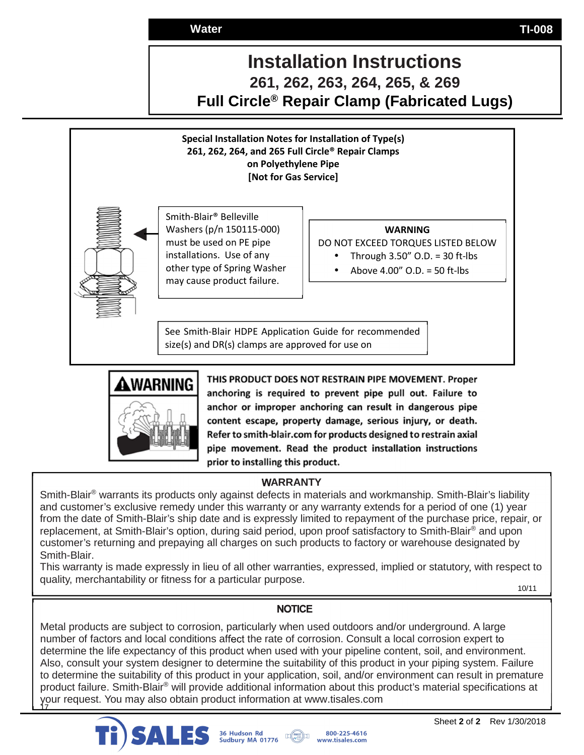# Installation Instructions

## 261, 262, 263, 264, 265, & 269

## Full Circle® Repair Clamp (Fabricated Lugs)

**Special Installation Notes for Installation of Type(s) 261, 262, 264, and 265 Full Circle® Repair Clamps on Polyethylene Pipe [Not for Gas Service]**

Smith-Blair® Belleville Washers (p/n 150115-000) must be used on PE pipe installations. Use of any other type of Spring Washer may cause product failure.

**WARNING**

DO NOT EXCEED TORQUES LISTED BELOW

- Through 3.50" O.D. = 30 ft-lbs
- Above 4.00" O.D. = 50 ft-lbs

See Smith-Blair HDPE Application Guide for recommended size(s) and DR(s) clamps are approved for use on

**⚠WARNING**

**THIS PRODUCT DOES NOT RESTRAIN PIPE MOVEMENT. Proper anchoring is required to prevent pipe pull out. Failure to anchor or improper anchoring can result in dangerous pipe content escape, property damage, serious injury, or death. Refer to smith-blair.com for products designed to restrain axial pipe movement. Read the product installation instructions prior to installing this product.**

### WARRANTY

Smith-Blair® warrants its products only against defects in materials and workmanship. Smith-Blair's liability and customer's exclusive remedy under this warranty or any warranty extends for a period of one (1) year from the date of Smith-Blair's ship date and is expressly limited to repayment of the purchase price, repair, or replacement, at Smith-Blair's option, during said period, upon proof satisfactory to Smith-Blair® and upon customer's returning and prepaying all charges on such products to factory or warehouse designated by Smith-Blair.

This warranty is made expressly in lieu of all other warranties, expressed, implied or statutory, with respect to quality, merchantability or fitness for a particular purpose.

10/11

### NOTICE

Metal products are subject to corrosion, particularly when used outdoors and/or underground. A large number of factors and local conditions affect the rate of corrosion. Consult a local corrosion expert to determine the life expectancy of this product when used with your pipeline content, soil, and environment. Also, consult your system designer to determine the suitability of this product in your piping system. Failure to determine the suitability of this product in your application, soil, and/or environment can result in premature product failure. Smith-Blair® will provide additional information about this product's material specifications at your request. You may also obtain product information at www.tisales.com

Ti SALES 36 Hudson Rd Sudbury MA 01776 800-225-4616 www.tisales.com